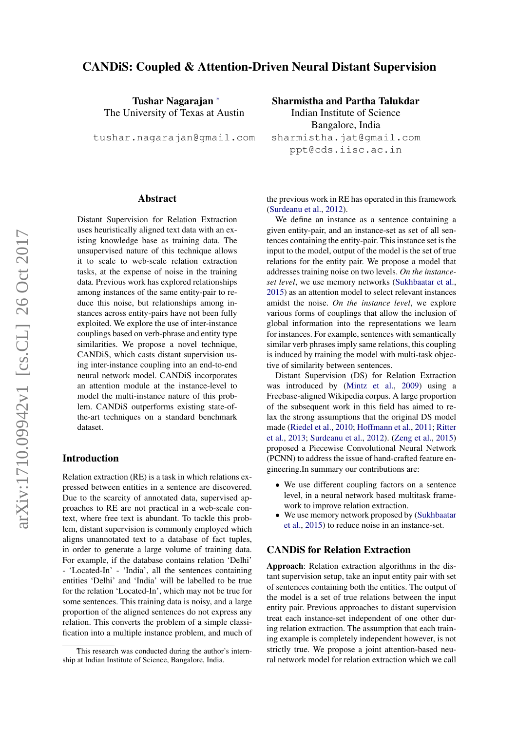# CANDiS: Coupled & Attention-Driven Neural Distant Supervision

**Tushar Nagarajan** *
The University of Texas at Austin
tushar.nagarajan@gmail.com

**Sharmistha and Partha Talukdar**
Indian Institute of Science
Bangalore, India
sharmistha.jat@gmail.com
ppt@cds.iisc.ac.in

## Abstract

Distant Supervision for Relation Extraction uses heuristically aligned text data with an existing knowledge base as training data. The unsupervised nature of this technique allows it to scale to web-scale relation extraction tasks, at the expense of noise in the training data. Previous work has explored relationships among instances of the same entity-pair to reduce this noise, but relationships among instances across entity-pairs have not been fully exploited. We explore the use of inter-instance couplings based on verb-phrase and entity type similarities. We propose a novel technique, CANDiS, which casts distant supervision using inter-instance coupling into an end-to-end neural network model. CANDiS incorporates an attention module at the instance-level to model the multi-instance nature of this problem. CANDiS outperforms existing state-of-the-art techniques on a standard benchmark dataset.

## Introduction

Relation extraction (RE) is a task in which relations expressed between entities in a sentence are discovered. Due to the scarcity of annotated data, supervised approaches to RE are not practical in a web-scale context, where free text is abundant. To tackle this problem, distant supervision is commonly employed which aligns unannotated text to a database of fact tuples, in order to generate a large volume of training data. For example, if the database contains relation 'Delhi' - 'Located-In' - 'India', all the sentences containing entities 'Delhi' and 'India' will be labelled to be true for the relation 'Located-In', which may not be true for some sentences. This training data is noisy, and a large proportion of the aligned sentences do not express any relation. This converts the problem of a simple classification into a multiple instance problem, and much of the previous work in RE has operated in this framework (Surdeanu et al., 2012).

We define an instance as a sentence containing a given entity-pair, and an instance-set as set of all sentences containing the entity-pair. This instance set is the input to the model, output of the model is the set of true relations for the entity pair. We propose a model that addresses training noise on two levels. *On the instance-set level*, we use memory networks (Sukhbaatar et al., 2015) as an attention model to select relevant instances amidst the noise. *On the instance level*, we explore various forms of couplings that allow the inclusion of global information into the representations we learn for instances. For example, sentences with semantically similar verb phrases imply same relations, this coupling is induced by training the model with multi-task objective of similarity between sentences.

Distant Supervision (DS) for Relation Extraction was introduced by (Mintz et al., 2009) using a Freebase-aligned Wikipedia corpus. A large proportion of the subsequent work in this field has aimed to relax the strong assumptions that the original DS model made (Riedel et al., 2010; Hoffmann et al., 2011; Ritter et al., 2013; Surdeanu et al., 2012). (Zeng et al., 2015) proposed a Piecewise Convolutional Neural Network (PCNN) to address the issue of hand-crafted feature engineering.In summary our contributions are:

- We use different coupling factors on a sentence level, in a neural network based multitask framework to improve relation extraction.
- We use memory network proposed by (Sukhbaatar et al., 2015) to reduce noise in an instance-set.

## CANDiS for Relation Extraction

**Approach**: Relation extraction algorithms in the distant supervision setup, take an input entity pair with set of sentences containing both the entities. The output of the model is a set of true relations between the input entity pair. Previous approaches to distant supervision treat each instance-set independent of one other during relation extraction. The assumption that each training example is completely independent however, is not strictly true. We propose a joint attention-based neural network model for relation extraction which we call

*This research was conducted during the author's internship at Indian Institute of Science, Bangalore, India.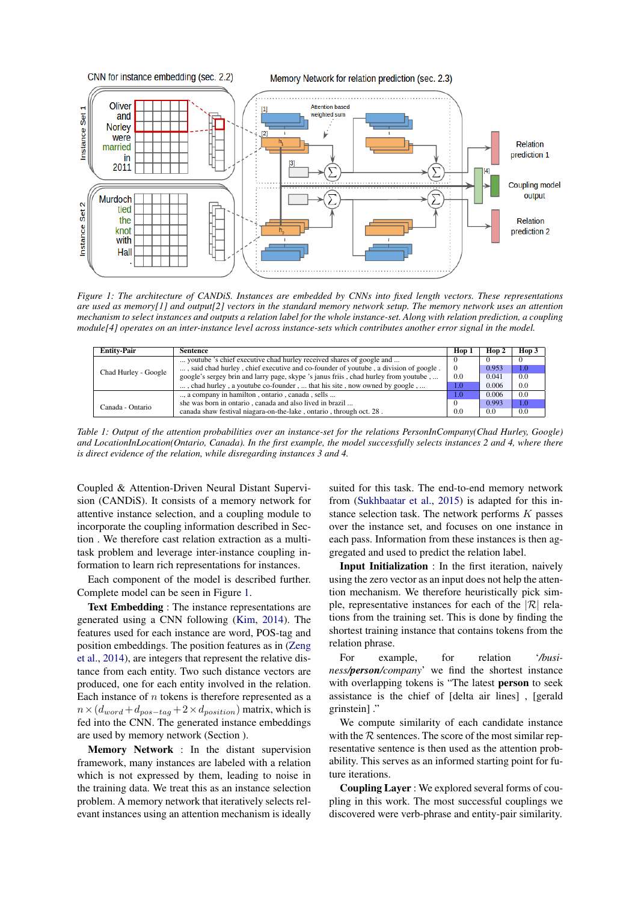Figure 1: The architecture of CANDiS. Instances are embedded by CNNs into fixed length vectors. These representations are used as memory[1] and output[2] vectors in the standard memory network setup. The memory network uses an attention mechanism to select instances and outputs a relation label for the whole instance-set. Along with relation prediction, a coupling module[4] operates on an inter-instance level across instance-sets which contributes another error signal in the model.

| Entity-Pair | Sentence | Hop 1 | Hop 2 | Hop 3 |
|---|---|---|---|---|
| Chad Hurley - Google | ... youtube 's chief executive chad hurley received shares of google and ... | 0 | 0 | 0 |
| | ... , said chad hurley , chief executive and co-founder of youtube , a division of google . | 0 | 0.953 | 1.0 |
| | google's sergey brin and larry page, skype 's janus friis , chad hurley from youtube , ... | 0.0 | 0.041 | 0.0 |
| | ... , chad hurley , a youtube co-founder , ... that his site , now owned by google , ... | 1.0 | 0.006 | 0.0 |
| Canada - Ontario | ... a company in hamilton , ontario , canada , sells ... | 1.0 | 0.006 | 0.0 |
| | she was born in ontario , canada and also lived in brazil ... | 0 | 0.993 | 1.0 |
| | canada shaw festival niagara-on-the-lake , ontario , through oct. 28 . | 0.0 | 0.0 | 0.0 |

Table 1: Output of the attention probabilities over an instance-set for the relations PersonInCompany(Chad Hurley, Google) and LocationInLocation(Ontario, Canada). In the first example, the model successfully selects instances 2 and 4, where there is direct evidence of the relation, while disregarding instances 3 and 4.

Coupled & Attention-Driven Neural Distant Supervision (CANDiS). It consists of a memory network for attentive instance selection, and a coupling module to incorporate the coupling information described in Section . We therefore cast relation extraction as a multi-task problem and leverage inter-instance coupling information to learn rich representations for instances.

Each component of the model is described further. Complete model can be seen in Figure 1.

**Text Embedding** : The instance representations are generated using a CNN following (Kim, 2014). The features used for each instance are word, POS-tag and position embeddings. The position features as in (Zeng et al., 2014), are integers that represent the relative distance from each entity. Two such distance vectors are produced, one for each entity involved in the relation. Each instance of $n$ tokens is therefore represented as a $n \times (d_{word} + d_{pos-tag} + 2 \times d_{position})$ matrix, which is fed into the CNN. The generated instance embeddings are used by memory network (Section ).

**Memory Network** : In the distant supervision framework, many instances are labeled with a relation which is not expressed by them, leading to noise in the training data. We treat this as an instance selection problem. A memory network that iteratively selects relevant instances using an attention mechanism is ideally suited for this task. The end-to-end memory network from (Sukhbaatar et al., 2015) is adapted for this instance selection task. The network performs $K$ passes over the instance set, and focuses on one instance in each pass. Information from these instances is then aggregated and used to predict the relation label.

**Input Initialization** : In the first iteration, naively using the zero vector as an input does not help the attention mechanism. We therefore heuristically pick simple, representative instances for each of the $|\mathcal{R}|$ relations from the training set. This is done by finding the shortest training instance that contains tokens from the relation phrase.

For example, for relation '*/business/**person**/company*' we find the shortest instance with overlapping tokens is "The latest **person** to seek assistance is the chief of [delta air lines] , [gerald grinstein] ."

We compute similarity of each candidate instance with the $\mathcal{R}$ sentences. The score of the most similar representative sentence is then used as the attention probability. This serves as an informed starting point for future iterations.

**Coupling Layer** : We explored several forms of coupling in this work. The most successful couplings we discovered were verb-phrase and entity-pair similarity.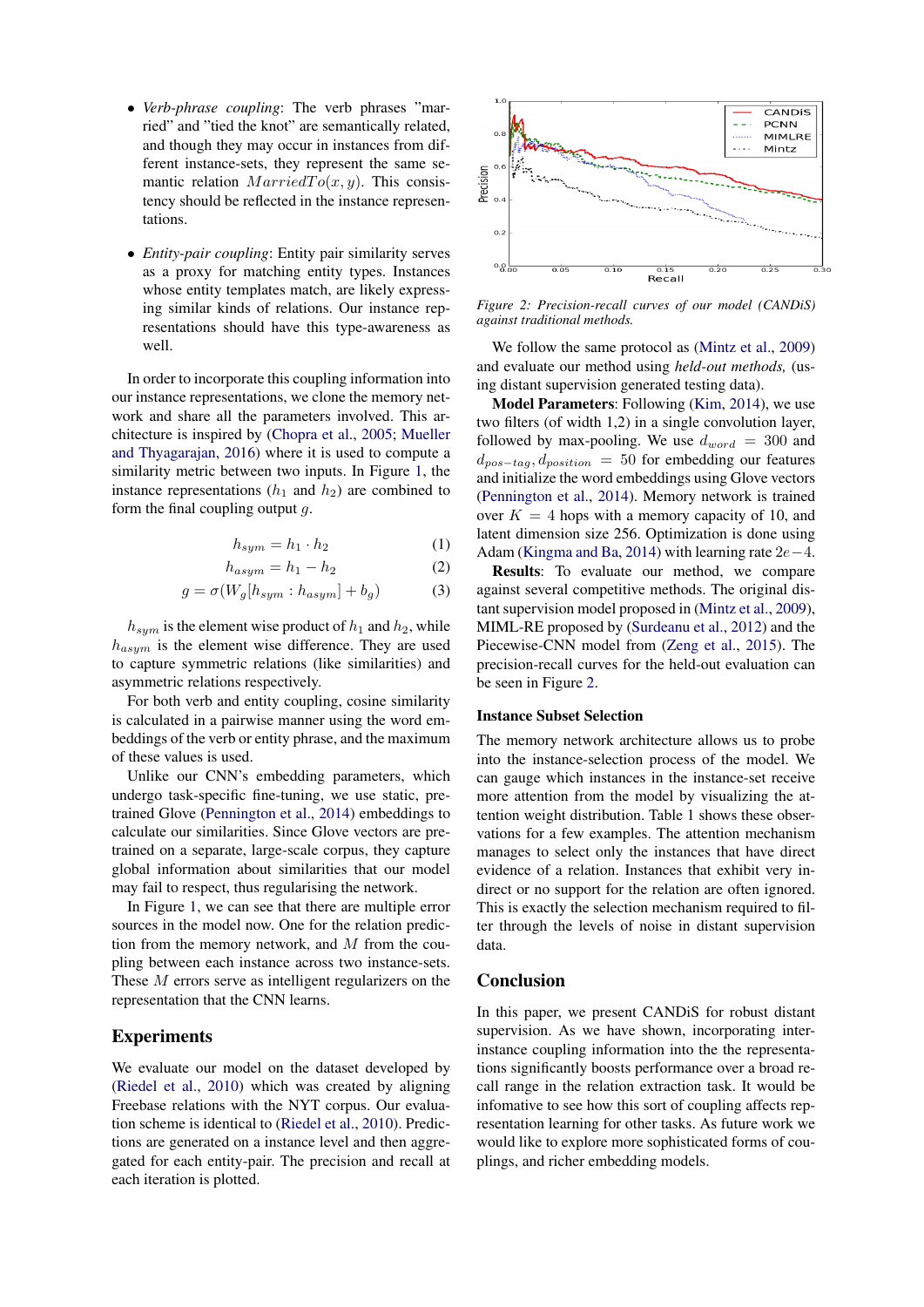- *Verb-phrase coupling*: The verb phrases "married" and "tied the knot" are semantically related, and though they may occur in instances from different instance-sets, they represent the same semantic relation $MarriedTo(x, y)$. This consistency should be reflected in the instance representations.

- *Entity-pair coupling*: Entity pair similarity serves as a proxy for matching entity types. Instances whose entity templates match, are likely expressing similar kinds of relations. Our instance representations should have this type-awareness as well.

In order to incorporate this coupling information into our instance representations, we clone the memory network and share all the parameters involved. This architecture is inspired by (Chopra et al., 2005; Mueller and Thyagarajan, 2016) where it is used to compute a similarity metric between two inputs. In Figure 1, the instance representations ($h_1$ and $h_2$) are combined to form the final coupling output $g$.

$$h_{sym} = h_1 \cdot h_2 \tag{1}$$

$$h_{asym} = h_1 - h_2 \tag{2}$$

$$g = \sigma(W_g[h_{sym} : h_{asym}] + b_g) \tag{3}$$

$h_{sym}$ is the element wise product of $h_1$ and $h_2$, while $h_{asym}$ is the element wise difference. They are used to capture symmetric relations (like similarities) and asymmetric relations respectively.

For both verb and entity coupling, cosine similarity is calculated in a pairwise manner using the word embeddings of the verb or entity phrase, and the maximum of these values is used.

Unlike our CNN's embedding parameters, which undergo task-specific fine-tuning, we use static, pre-trained Glove (Pennington et al., 2014) embeddings to calculate our similarities. Since Glove vectors are pre-trained on a separate, large-scale corpus, they capture global information about similarities that our model may fail to respect, thus regularising the network.

In Figure 1, we can see that there are multiple error sources in the model now. One for the relation prediction from the memory network, and $M$ from the coupling between each instance across two instance-sets. These $M$ errors serve as intelligent regularizers on the representation that the CNN learns.

## Experiments

We evaluate our model on the dataset developed by (Riedel et al., 2010) which was created by aligning Freebase relations with the NYT corpus. Our evaluation scheme is identical to (Riedel et al., 2010). Predictions are generated on a instance level and then aggregated for each entity-pair. The precision and recall at each iteration is plotted.

*Figure 2: Precision-recall curves of our model (CANDiS) against traditional methods.*

We follow the same protocol as (Mintz et al., 2009) and evaluate our method using *held-out methods,* (using distant supervision generated testing data).

**Model Parameters**: Following (Kim, 2014), we use two filters (of width 1,2) in a single convolution layer, followed by max-pooling. We use $d_{word} = 300$ and $d_{pos-tag}, d_{position} = 50$ for embedding our features and initialize the word embeddings using Glove vectors (Pennington et al., 2014). Memory network is trained over $K = 4$ hops with a memory capacity of 10, and latent dimension size 256. Optimization is done using Adam (Kingma and Ba, 2014) with learning rate $2e-4$.

**Results**: To evaluate our method, we compare against several competitive methods. The original distant supervision model proposed in (Mintz et al., 2009), MIML-RE proposed by (Surdeanu et al., 2012) and the Piecewise-CNN model from (Zeng et al., 2015). The precision-recall curves for the held-out evaluation can be seen in Figure 2.

### Instance Subset Selection

The memory network architecture allows us to probe into the instance-selection process of the model. We can gauge which instances in the instance-set receive more attention from the model by visualizing the attention weight distribution. Table 1 shows these observations for a few examples. The attention mechanism manages to select only the instances that have direct evidence of a relation. Instances that exhibit very indirect or no support for the relation are often ignored. This is exactly the selection mechanism required to filter through the levels of noise in distant supervision data.

## Conclusion

In this paper, we present CANDiS for robust distant supervision. As we have shown, incorporating inter-instance coupling information into the the representations significantly boosts performance over a broad recall range in the relation extraction task. It would be infomative to see how this sort of coupling affects representation learning for other tasks. As future work we would like to explore more sophisticated forms of couplings, and richer embedding models.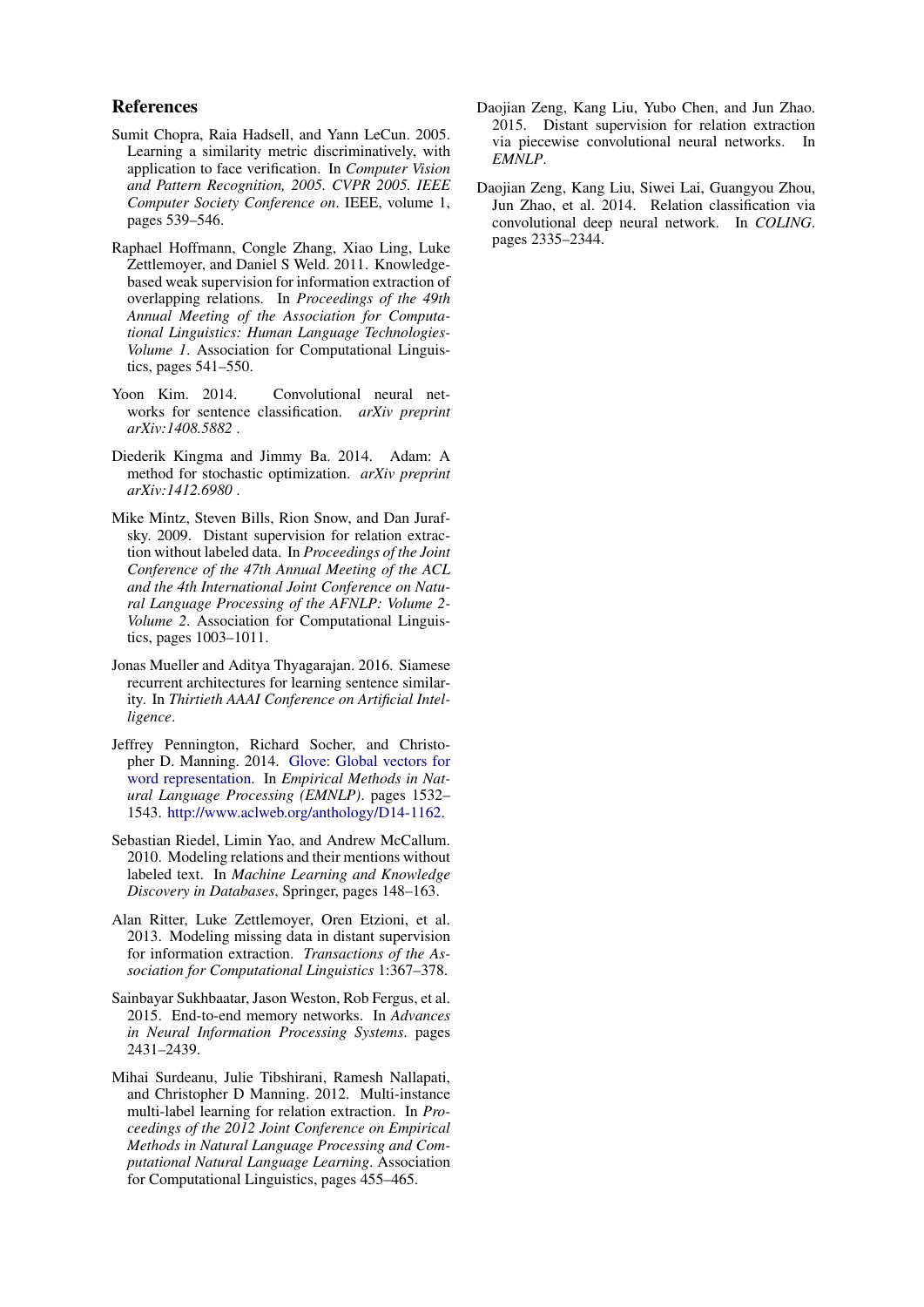## References

Sumit Chopra, Raia Hadsell, and Yann LeCun. 2005. Learning a similarity metric discriminatively, with application to face verification. In *Computer Vision and Pattern Recognition, 2005. CVPR 2005. IEEE Computer Society Conference on*. IEEE, volume 1, pages 539–546.

Raphael Hoffmann, Congle Zhang, Xiao Ling, Luke Zettlemoyer, and Daniel S Weld. 2011. Knowledge-based weak supervision for information extraction of overlapping relations. In *Proceedings of the 49th Annual Meeting of the Association for Computational Linguistics: Human Language Technologies-Volume 1*. Association for Computational Linguistics, pages 541–550.

Yoon Kim. 2014. Convolutional neural networks for sentence classification. *arXiv preprint arXiv:1408.5882* .

Diederik Kingma and Jimmy Ba. 2014. Adam: A method for stochastic optimization. *arXiv preprint arXiv:1412.6980* .

Mike Mintz, Steven Bills, Rion Snow, and Dan Jurafsky. 2009. Distant supervision for relation extraction without labeled data. In *Proceedings of the Joint Conference of the 47th Annual Meeting of the ACL and the 4th International Joint Conference on Natural Language Processing of the AFNLP: Volume 2-Volume 2*. Association for Computational Linguistics, pages 1003–1011.

Jonas Mueller and Aditya Thyagarajan. 2016. Siamese recurrent architectures for learning sentence similarity. In *Thirtieth AAAI Conference on Artificial Intelligence*.

Jeffrey Pennington, Richard Socher, and Christopher D. Manning. 2014. Glove: Global vectors for word representation. In *Empirical Methods in Natural Language Processing (EMNLP)*. pages 1532–1543. http://www.aclweb.org/anthology/D14-1162.

Sebastian Riedel, Limin Yao, and Andrew McCallum. 2010. Modeling relations and their mentions without labeled text. In *Machine Learning and Knowledge Discovery in Databases*, Springer, pages 148–163.

Alan Ritter, Luke Zettlemoyer, Oren Etzioni, et al. 2013. Modeling missing data in distant supervision for information extraction. *Transactions of the Association for Computational Linguistics* 1:367–378.

Sainbayar Sukhbaatar, Jason Weston, Rob Fergus, et al. 2015. End-to-end memory networks. In *Advances in Neural Information Processing Systems*. pages 2431–2439.

Mihai Surdeanu, Julie Tibshirani, Ramesh Nallapati, and Christopher D Manning. 2012. Multi-instance multi-label learning for relation extraction. In *Proceedings of the 2012 Joint Conference on Empirical Methods in Natural Language Processing and Computational Natural Language Learning*. Association for Computational Linguistics, pages 455–465.

Daojian Zeng, Kang Liu, Yubo Chen, and Jun Zhao. 2015. Distant supervision for relation extraction via piecewise convolutional neural networks. In *EMNLP*.

Daojian Zeng, Kang Liu, Siwei Lai, Guangyou Zhou, Jun Zhao, et al. 2014. Relation classification via convolutional deep neural network. In *COLING*. pages 2335–2344.